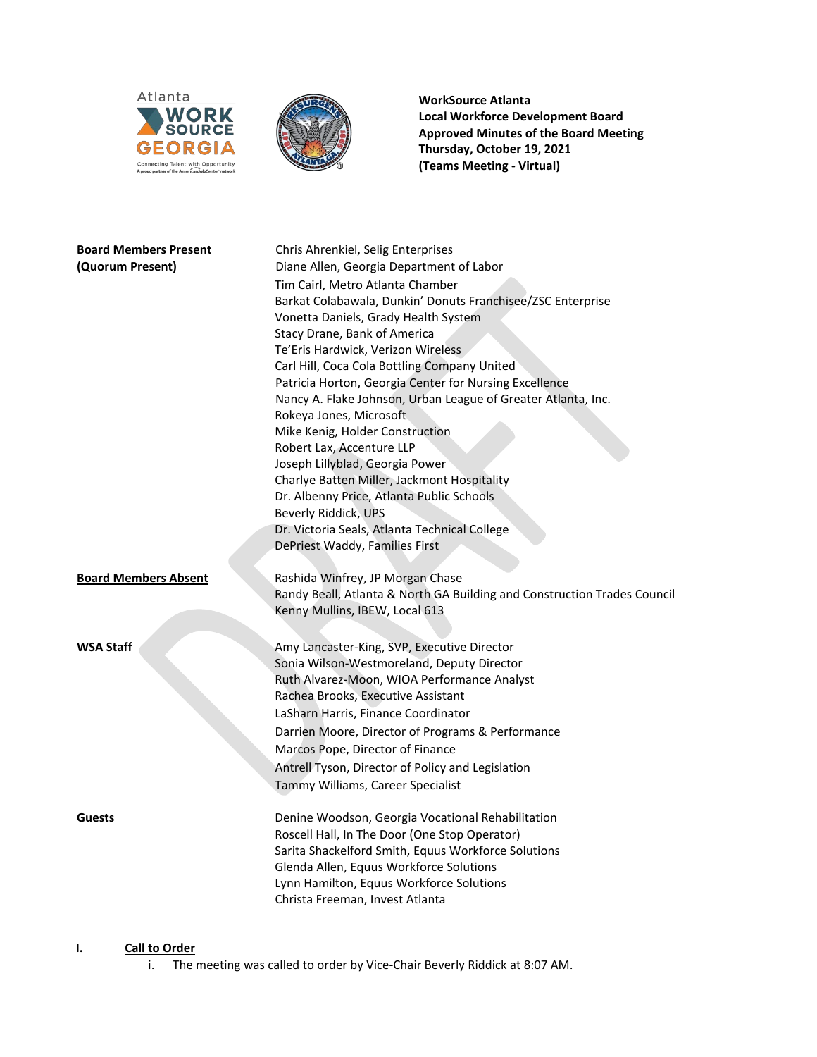**WorkSource Atlanta**
**Local Workforce Development Board**
**Approved Minutes of the Board Meeting**
**Thursday, October 19, 2021**
**(Teams Meeting - Virtual)**

**Board Members Present**
**(Quorum Present)**

Chris Ahrenkiel, Selig Enterprises
Diane Allen, Georgia Department of Labor
Tim Cairl, Metro Atlanta Chamber
Barkat Colabawala, Dunkin' Donuts Franchisee/ZSC Enterprise
Vonetta Daniels, Grady Health System
Stacy Drane, Bank of America
Te'Eris Hardwick, Verizon Wireless
Carl Hill, Coca Cola Bottling Company United
Patricia Horton, Georgia Center for Nursing Excellence
Nancy A. Flake Johnson, Urban League of Greater Atlanta, Inc.
Rokeya Jones, Microsoft
Mike Kenig, Holder Construction
Robert Lax, Accenture LLP
Joseph Lillyblad, Georgia Power
Charlye Batten Miller, Jackmont Hospitality
Dr. Albenny Price, Atlanta Public Schools
Beverly Riddick, UPS
Dr. Victoria Seals, Atlanta Technical College
DePriest Waddy, Families First

**Board Members Absent**

Rashida Winfrey, JP Morgan Chase
Randy Beall, Atlanta & North GA Building and Construction Trades Council
Kenny Mullins, IBEW, Local 613

**WSA Staff**

Amy Lancaster-King, SVP, Executive Director
Sonia Wilson-Westmoreland, Deputy Director
Ruth Alvarez-Moon, WIOA Performance Analyst
Rachea Brooks, Executive Assistant
LaSharn Harris, Finance Coordinator
Darrien Moore, Director of Programs & Performance
Marcos Pope, Director of Finance
Antrell Tyson, Director of Policy and Legislation
Tammy Williams, Career Specialist

**Guests**

Denine Woodson, Georgia Vocational Rehabilitation
Roscell Hall, In The Door (One Stop Operator)
Sarita Shackelford Smith, Equus Workforce Solutions
Glenda Allen, Equus Workforce Solutions
Lynn Hamilton, Equus Workforce Solutions
Christa Freeman, Invest Atlanta

## I. Call to Order

i. The meeting was called to order by Vice-Chair Beverly Riddick at 8:07 AM.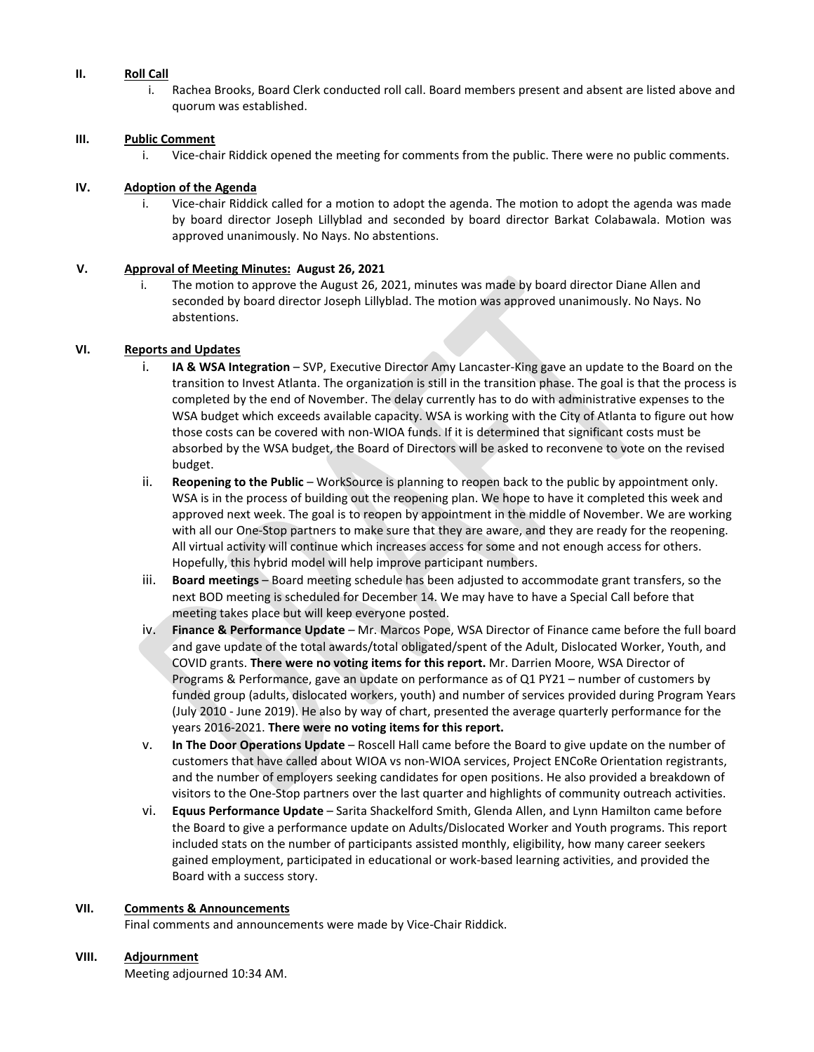## II. Roll Call

i. Rachea Brooks, Board Clerk conducted roll call. Board members present and absent are listed above and quorum was established.

## III. Public Comment

i. Vice-chair Riddick opened the meeting for comments from the public. There were no public comments.

## IV. Adoption of the Agenda

i. Vice-chair Riddick called for a motion to adopt the agenda. The motion to adopt the agenda was made by board director Joseph Lillyblad and seconded by board director Barkat Colabawala. Motion was approved unanimously. No Nays. No abstentions.

## V. Approval of Meeting Minutes: August 26, 2021

i. The motion to approve the August 26, 2021, minutes was made by board director Diane Allen and seconded by board director Joseph Lillyblad. The motion was approved unanimously. No Nays. No abstentions.

## VI. Reports and Updates

i. **IA & WSA Integration** – SVP, Executive Director Amy Lancaster-King gave an update to the Board on the transition to Invest Atlanta. The organization is still in the transition phase. The goal is that the process is completed by the end of November. The delay currently has to do with administrative expenses to the WSA budget which exceeds available capacity. WSA is working with the City of Atlanta to figure out how those costs can be covered with non-WIOA funds. If it is determined that significant costs must be absorbed by the WSA budget, the Board of Directors will be asked to reconvene to vote on the revised budget.

ii. **Reopening to the Public** – WorkSource is planning to reopen back to the public by appointment only. WSA is in the process of building out the reopening plan. We hope to have it completed this week and approved next week. The goal is to reopen by appointment in the middle of November. We are working with all our One-Stop partners to make sure that they are aware, and they are ready for the reopening. All virtual activity will continue which increases access for some and not enough access for others. Hopefully, this hybrid model will help improve participant numbers.

iii. **Board meetings** – Board meeting schedule has been adjusted to accommodate grant transfers, so the next BOD meeting is scheduled for December 14. We may have to have a Special Call before that meeting takes place but will keep everyone posted.

iv. **Finance & Performance Update** – Mr. Marcos Pope, WSA Director of Finance came before the full board and gave update of the total awards/total obligated/spent of the Adult, Dislocated Worker, Youth, and COVID grants. **There were no voting items for this report.** Mr. Darrien Moore, WSA Director of Programs & Performance, gave an update on performance as of Q1 PY21 – number of customers by funded group (adults, dislocated workers, youth) and number of services provided during Program Years (July 2010 - June 2019). He also by way of chart, presented the average quarterly performance for the years 2016-2021. **There were no voting items for this report.**

v. **In The Door Operations Update** – Roscell Hall came before the Board to give update on the number of customers that have called about WIOA vs non-WIOA services, Project ENCoRe Orientation registrants, and the number of employers seeking candidates for open positions. He also provided a breakdown of visitors to the One-Stop partners over the last quarter and highlights of community outreach activities.

vi. **Equus Performance Update** – Sarita Shackelford Smith, Glenda Allen, and Lynn Hamilton came before the Board to give a performance update on Adults/Dislocated Worker and Youth programs. This report included stats on the number of participants assisted monthly, eligibility, how many career seekers gained employment, participated in educational or work-based learning activities, and provided the Board with a success story.

## VII. Comments & Announcements

Final comments and announcements were made by Vice-Chair Riddick.

## VIII. Adjournment

Meeting adjourned 10:34 AM.